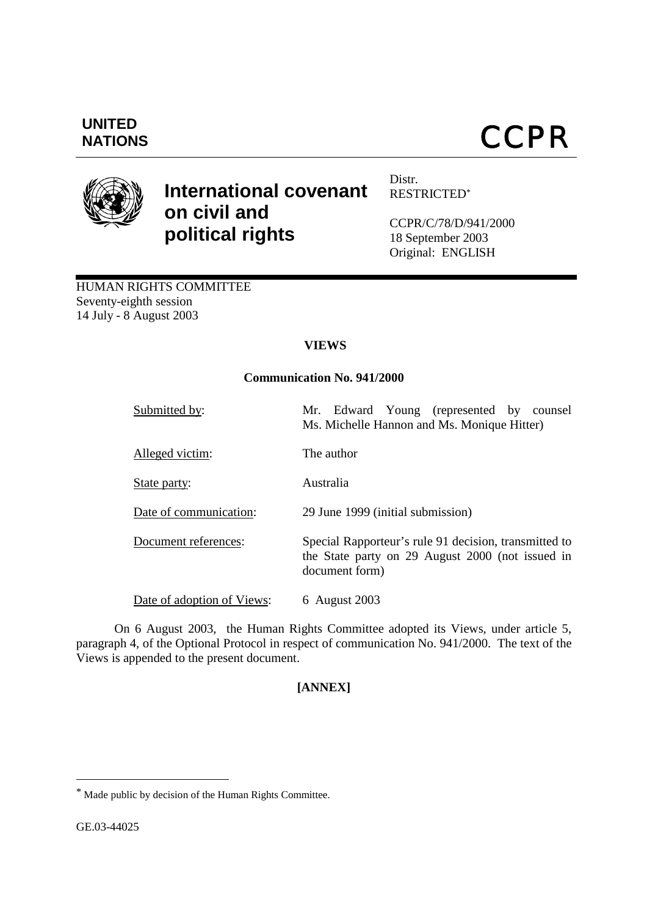UNITED NATIONS

# CCPR

## International covenant on civil and political rights

Distr.
RESTRICTED[*]

CCPR/C/78/D/941/2000
18 September 2003
Original: ENGLISH

HUMAN RIGHTS COMMITTEE
Seventy-eighth session
14 July - 8 August 2003

**VIEWS**

**Communication No. 941/2000**

| | |
|---|---|
| Submitted by: | Mr. Edward Young (represented by counsel Ms. Michelle Hannon and Ms. Monique Hitter) |
| Alleged victim: | The author |
| State party: | Australia |
| Date of communication: | 29 June 1999 (initial submission) |
| Document references: | Special Rapporteur's rule 91 decision, transmitted to the State party on 29 August 2000 (not issued in document form) |
| Date of adoption of Views: | 6 August 2003 |

On 6 August 2003, the Human Rights Committee adopted its Views, under article 5, paragraph 4, of the Optional Protocol in respect of communication No. 941/2000. The text of the Views is appended to the present document.

**[ANNEX]**

---

[*] Made public by decision of the Human Rights Committee.

GE.03-44025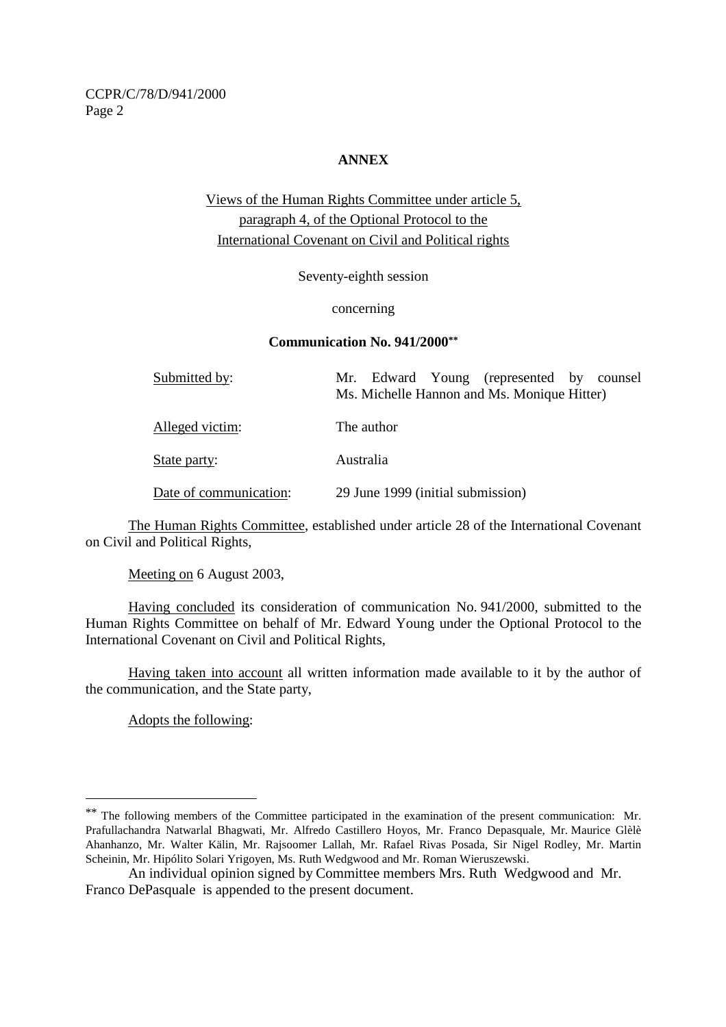**ANNEX**

Views of the Human Rights Committee under article 5, paragraph 4, of the Optional Protocol to the International Covenant on Civil and Political rights

Seventy-eighth session

concerning

**Communication No. 941/2000****

| | |
|---|---|
| Submitted by: | Mr. Edward Young (represented by counsel Ms. Michelle Hannon and Ms. Monique Hitter) |
| Alleged victim: | The author |
| State party: | Australia |
| Date of communication: | 29 June 1999 (initial submission) |

The Human Rights Committee, established under article 28 of the International Covenant on Civil and Political Rights,

Meeting on 6 August 2003,

Having concluded its consideration of communication No. 941/2000, submitted to the Human Rights Committee on behalf of Mr. Edward Young under the Optional Protocol to the International Covenant on Civil and Political Rights,

Having taken into account all written information made available to it by the author of the communication, and the State party,

Adopts the following:

---

** The following members of the Committee participated in the examination of the present communication: Mr. Prafullachandra Natwarlal Bhagwati, Mr. Alfredo Castillero Hoyos, Mr. Franco Depasquale, Mr. Maurice Glèlè Ahanhanzo, Mr. Walter Kälin, Mr. Rajsoomer Lallah, Mr. Rafael Rivas Posada, Sir Nigel Rodley, Mr. Martin Scheinin, Mr. Hipólito Solari Yrigoyen, Ms. Ruth Wedgwood and Mr. Roman Wieruszewski.

An individual opinion signed by Committee members Mrs. Ruth Wedgwood and Mr. Franco DePasquale is appended to the present document.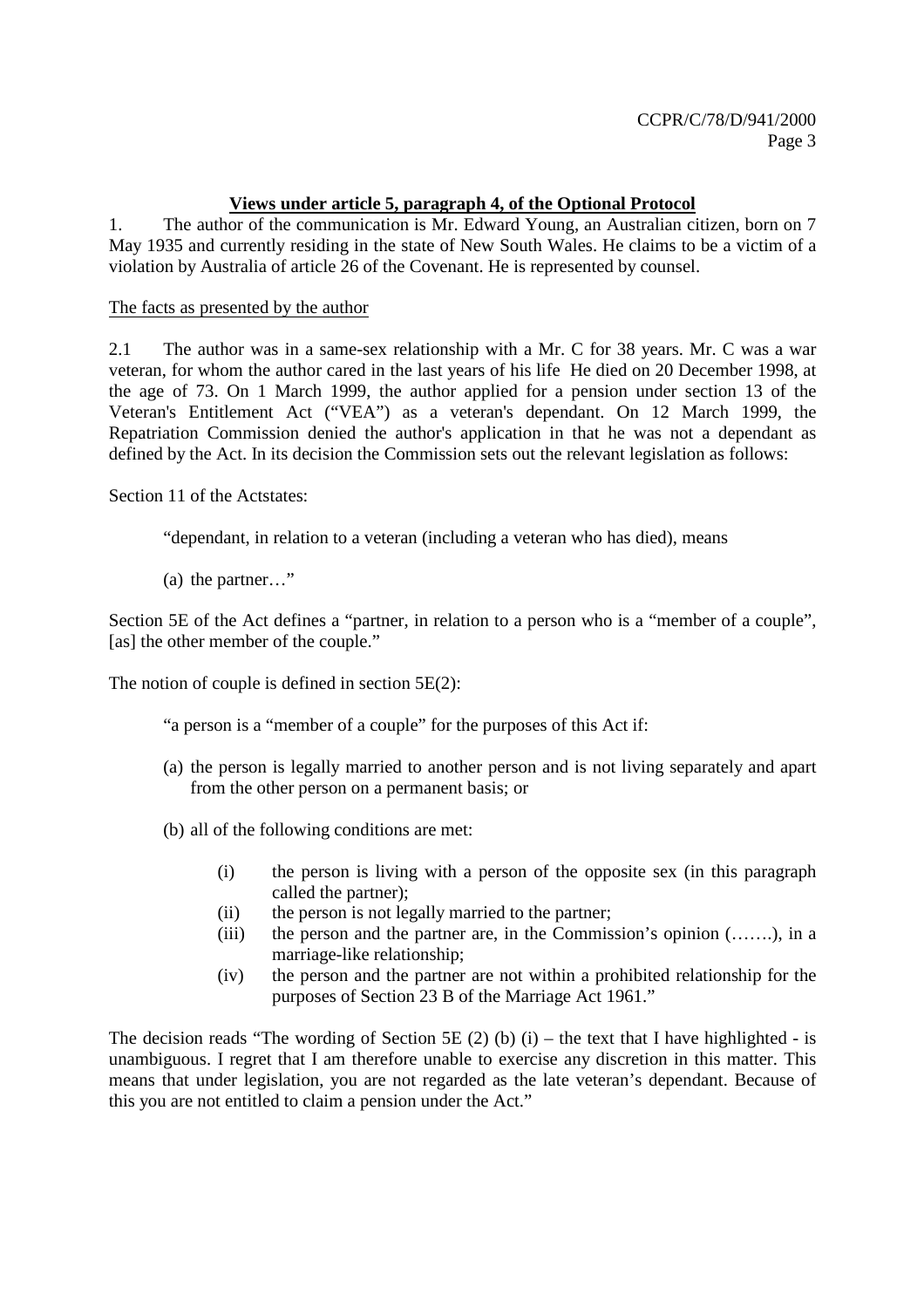**Views under article 5, paragraph 4, of the Optional Protocol**

1. The author of the communication is Mr. Edward Young, an Australian citizen, born on 7 May 1935 and currently residing in the state of New South Wales. He claims to be a victim of a violation by Australia of article 26 of the Covenant. He is represented by counsel.

The facts as presented by the author

2.1 The author was in a same-sex relationship with a Mr. C for 38 years. Mr. C was a war veteran, for whom the author cared in the last years of his life He died on 20 December 1998, at the age of 73. On 1 March 1999, the author applied for a pension under section 13 of the Veteran's Entitlement Act ("VEA") as a veteran's dependant. On 12 March 1999, the Repatriation Commission denied the author's application in that he was not a dependant as defined by the Act. In its decision the Commission sets out the relevant legislation as follows:

Section 11 of the Actstates:

> "dependant, in relation to a veteran (including a veteran who has died), means
>
> (a) the partner…"

Section 5E of the Act defines a "partner, in relation to a person who is a "member of a couple", [as] the other member of the couple."

The notion of couple is defined in section 5E(2):

> "a person is a "member of a couple" for the purposes of this Act if:
>
> (a) the person is legally married to another person and is not living separately and apart from the other person on a permanent basis; or
>
> (b) all of the following conditions are met:
>
> (i) the person is living with a person of the opposite sex (in this paragraph called the partner);
> (ii) the person is not legally married to the partner;
> (iii) the person and the partner are, in the Commission's opinion (…….), in a marriage-like relationship;
> (iv) the person and the partner are not within a prohibited relationship for the purposes of Section 23 B of the Marriage Act 1961."

The decision reads "The wording of Section 5E (2) (b) (i) – the text that I have highlighted - is unambiguous. I regret that I am therefore unable to exercise any discretion in this matter. This means that under legislation, you are not regarded as the late veteran's dependant. Because of this you are not entitled to claim a pension under the Act."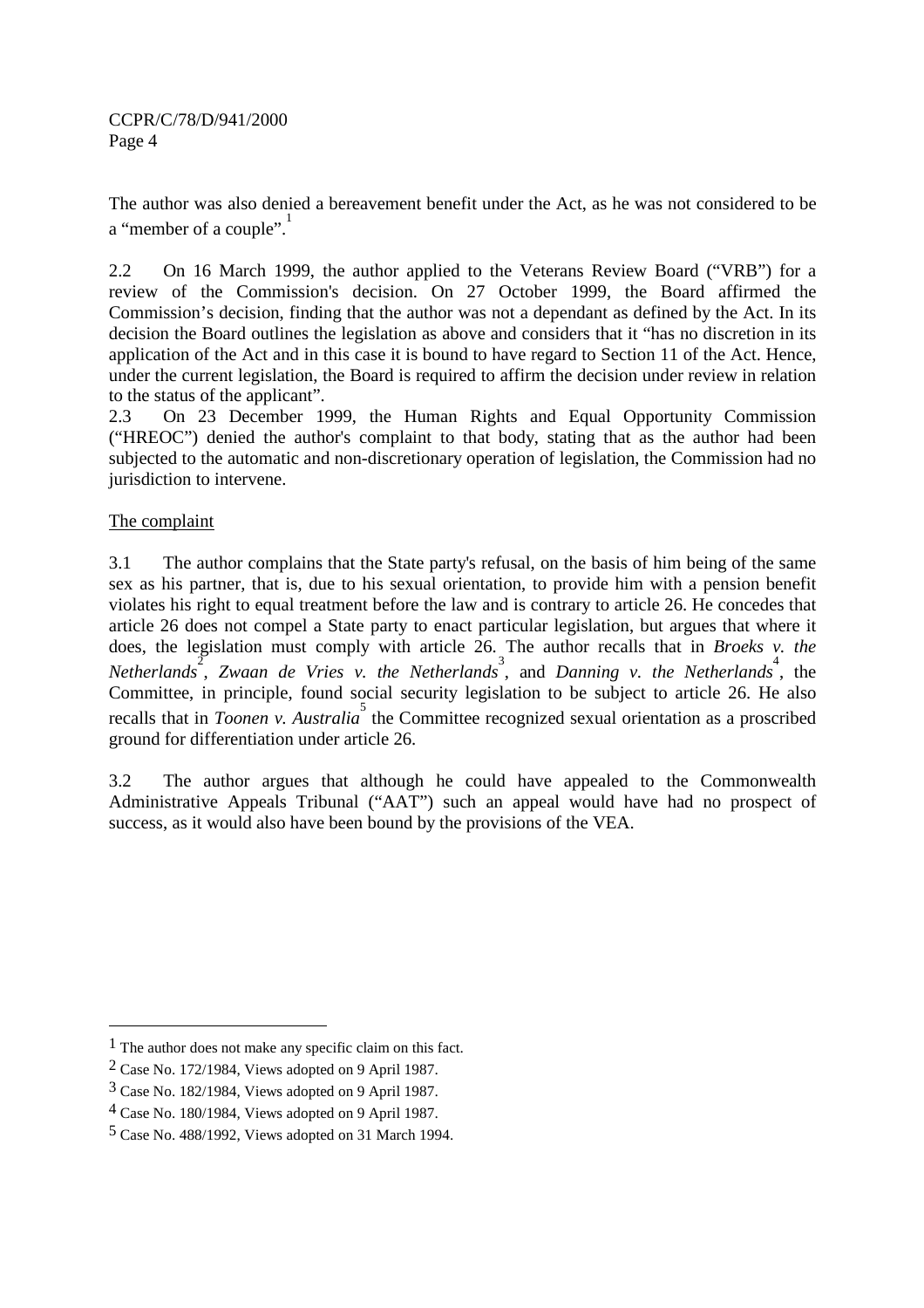The author was also denied a bereavement benefit under the Act, as he was not considered to be a “member of a couple”.[1]

2.2 On 16 March 1999, the author applied to the Veterans Review Board (“VRB”) for a review of the Commission's decision. On 27 October 1999, the Board affirmed the Commission’s decision, finding that the author was not a dependant as defined by the Act. In its decision the Board outlines the legislation as above and considers that it “has no discretion in its application of the Act and in this case it is bound to have regard to Section 11 of the Act. Hence, under the current legislation, the Board is required to affirm the decision under review in relation to the status of the applicant”.

2.3 On 23 December 1999, the Human Rights and Equal Opportunity Commission (“HREOC”) denied the author's complaint to that body, stating that as the author had been subjected to the automatic and non-discretionary operation of legislation, the Commission had no jurisdiction to intervene.

## The complaint

3.1 The author complains that the State party's refusal, on the basis of him being of the same sex as his partner, that is, due to his sexual orientation, to provide him with a pension benefit violates his right to equal treatment before the law and is contrary to article 26. He concedes that article 26 does not compel a State party to enact particular legislation, but argues that where it does, the legislation must comply with article 26. The author recalls that in *Broeks v. the Netherlands*[2], *Zwaan de Vries v. the Netherlands*[3], and *Danning v. the Netherlands*[4], the Committee, in principle, found social security legislation to be subject to article 26. He also recalls that in *Toonen v. Australia*[5] the Committee recognized sexual orientation as a proscribed ground for differentiation under article 26.

3.2 The author argues that although he could have appealed to the Commonwealth Administrative Appeals Tribunal (“AAT”) such an appeal would have had no prospect of success, as it would also have been bound by the provisions of the VEA.

---

[1] The author does not make any specific claim on this fact.

[2] Case No. 172/1984, Views adopted on 9 April 1987.

[3] Case No. 182/1984, Views adopted on 9 April 1987.

[4] Case No. 180/1984, Views adopted on 9 April 1987.

[5] Case No. 488/1992, Views adopted on 31 March 1994.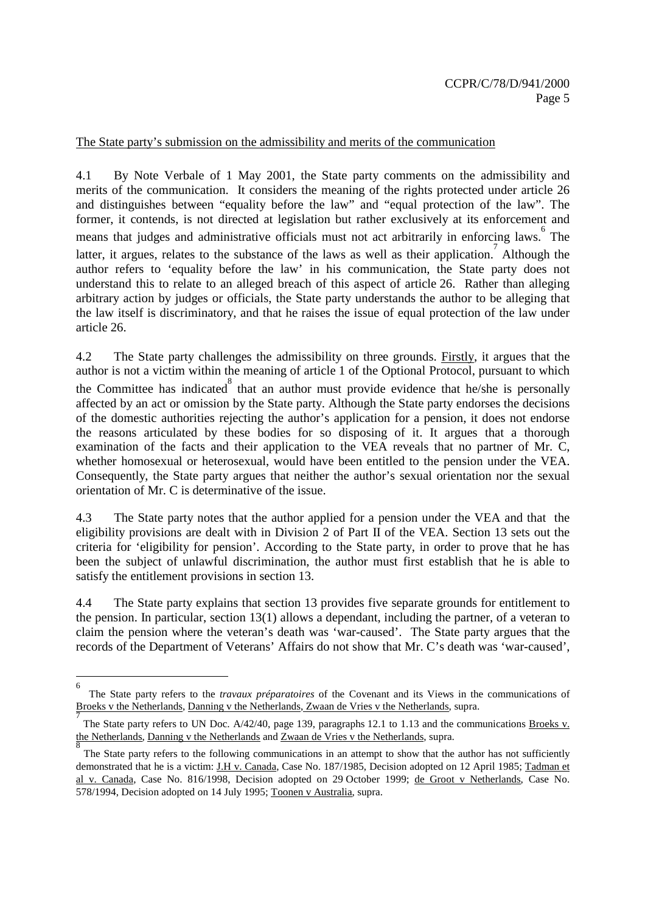The State party's submission on the admissibility and merits of the communication

4.1 By Note Verbale of 1 May 2001, the State party comments on the admissibility and merits of the communication. It considers the meaning of the rights protected under article 26 and distinguishes between "equality before the law" and "equal protection of the law". The former, it contends, is not directed at legislation but rather exclusively at its enforcement and means that judges and administrative officials must not act arbitrarily in enforcing laws.[6] The latter, it argues, relates to the substance of the laws as well as their application.[7] Although the author refers to 'equality before the law' in his communication, the State party does not understand this to relate to an alleged breach of this aspect of article 26. Rather than alleging arbitrary action by judges or officials, the State party understands the author to be alleging that the law itself is discriminatory, and that he raises the issue of equal protection of the law under article 26.

4.2 The State party challenges the admissibility on three grounds. Firstly, it argues that the author is not a victim within the meaning of article 1 of the Optional Protocol, pursuant to which the Committee has indicated[8] that an author must provide evidence that he/she is personally affected by an act or omission by the State party. Although the State party endorses the decisions of the domestic authorities rejecting the author's application for a pension, it does not endorse the reasons articulated by these bodies for so disposing of it. It argues that a thorough examination of the facts and their application to the VEA reveals that no partner of Mr. C, whether homosexual or heterosexual, would have been entitled to the pension under the VEA. Consequently, the State party argues that neither the author's sexual orientation nor the sexual orientation of Mr. C is determinative of the issue.

4.3 The State party notes that the author applied for a pension under the VEA and that the eligibility provisions are dealt with in Division 2 of Part II of the VEA. Section 13 sets out the criteria for 'eligibility for pension'. According to the State party, in order to prove that he has been the subject of unlawful discrimination, the author must first establish that he is able to satisfy the entitlement provisions in section 13.

4.4 The State party explains that section 13 provides five separate grounds for entitlement to the pension. In particular, section 13(1) allows a dependant, including the partner, of a veteran to claim the pension where the veteran's death was 'war-caused'. The State party argues that the records of the Department of Veterans' Affairs do not show that Mr. C's death was 'war-caused',

---

[6] The State party refers to the *travaux préparatoires* of the Covenant and its Views in the communications of Broeks v the Netherlands, Danning v the Netherlands, Zwaan de Vries v the Netherlands, supra.

[7] The State party refers to UN Doc. A/42/40, page 139, paragraphs 12.1 to 1.13 and the communications Broeks v. the Netherlands, Danning v the Netherlands and Zwaan de Vries v the Netherlands, supra.

[8] The State party refers to the following communications in an attempt to show that the author has not sufficiently demonstrated that he is a victim: J.H v. Canada, Case No. 187/1985, Decision adopted on 12 April 1985; Tadman et al v. Canada, Case No. 816/1998, Decision adopted on 29 October 1999; de Groot v Netherlands, Case No. 578/1994, Decision adopted on 14 July 1995; Toonen v Australia, supra.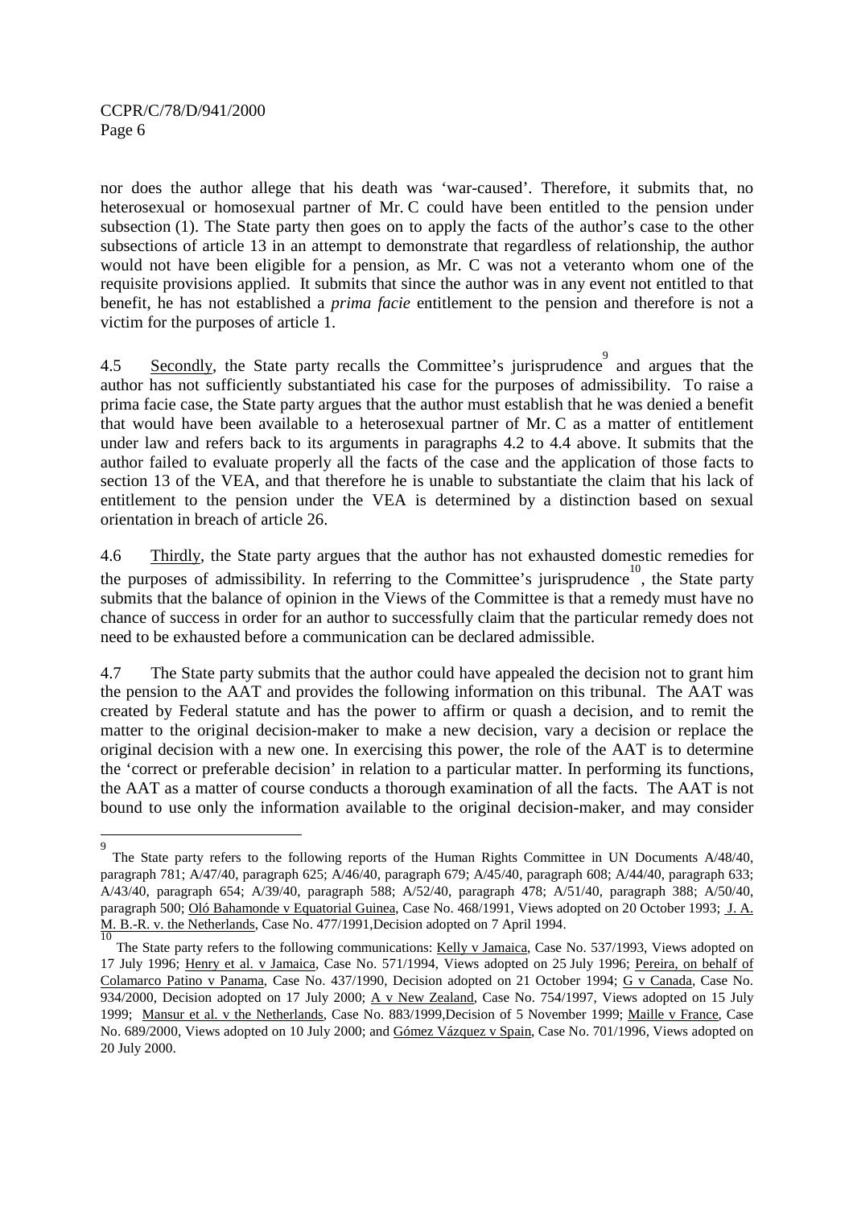nor does the author allege that his death was 'war-caused'. Therefore, it submits that, no heterosexual or homosexual partner of Mr. C could have been entitled to the pension under subsection (1). The State party then goes on to apply the facts of the author's case to the other subsections of article 13 in an attempt to demonstrate that regardless of relationship, the author would not have been eligible for a pension, as Mr. C was not a veteranto whom one of the requisite provisions applied. It submits that since the author was in any event not entitled to that benefit, he has not established a *prima facie* entitlement to the pension and therefore is not a victim for the purposes of article 1.

4.5 Secondly, the State party recalls the Committee's jurisprudence[9] and argues that the author has not sufficiently substantiated his case for the purposes of admissibility. To raise a prima facie case, the State party argues that the author must establish that he was denied a benefit that would have been available to a heterosexual partner of Mr. C as a matter of entitlement under law and refers back to its arguments in paragraphs 4.2 to 4.4 above. It submits that the author failed to evaluate properly all the facts of the case and the application of those facts to section 13 of the VEA, and that therefore he is unable to substantiate the claim that his lack of entitlement to the pension under the VEA is determined by a distinction based on sexual orientation in breach of article 26.

4.6 Thirdly, the State party argues that the author has not exhausted domestic remedies for the purposes of admissibility. In referring to the Committee's jurisprudence[10], the State party submits that the balance of opinion in the Views of the Committee is that a remedy must have no chance of success in order for an author to successfully claim that the particular remedy does not need to be exhausted before a communication can be declared admissible.

4.7 The State party submits that the author could have appealed the decision not to grant him the pension to the AAT and provides the following information on this tribunal. The AAT was created by Federal statute and has the power to affirm or quash a decision, and to remit the matter to the original decision-maker to make a new decision, vary a decision or replace the original decision with a new one. In exercising this power, the role of the AAT is to determine the 'correct or preferable decision' in relation to a particular matter. In performing its functions, the AAT as a matter of course conducts a thorough examination of all the facts. The AAT is not bound to use only the information available to the original decision-maker, and may consider

---

[9] The State party refers to the following reports of the Human Rights Committee in UN Documents A/48/40, paragraph 781; A/47/40, paragraph 625; A/46/40, paragraph 679; A/45/40, paragraph 608; A/44/40, paragraph 633; A/43/40, paragraph 654; A/39/40, paragraph 588; A/52/40, paragraph 478; A/51/40, paragraph 388; A/50/40, paragraph 500; Oló Bahamonde v Equatorial Guinea, Case No. 468/1991, Views adopted on 20 October 1993; J. A. M. B.-R. v. the Netherlands, Case No. 477/1991, Decision adopted on 7 April 1994.

[10] The State party refers to the following communications: Kelly v Jamaica, Case No. 537/1993, Views adopted on 17 July 1996; Henry et al. v Jamaica, Case No. 571/1994, Views adopted on 25 July 1996; Pereira, on behalf of Colamarco Patino v Panama, Case No. 437/1990, Decision adopted on 21 October 1994; G v Canada, Case No. 934/2000, Decision adopted on 17 July 2000; A v New Zealand, Case No. 754/1997, Views adopted on 15 July 1999; Mansur et al. v the Netherlands, Case No. 883/1999, Decision of 5 November 1999; Maille v France, Case No. 689/2000, Views adopted on 10 July 2000; and Gómez Vázquez v Spain, Case No. 701/1996, Views adopted on 20 July 2000.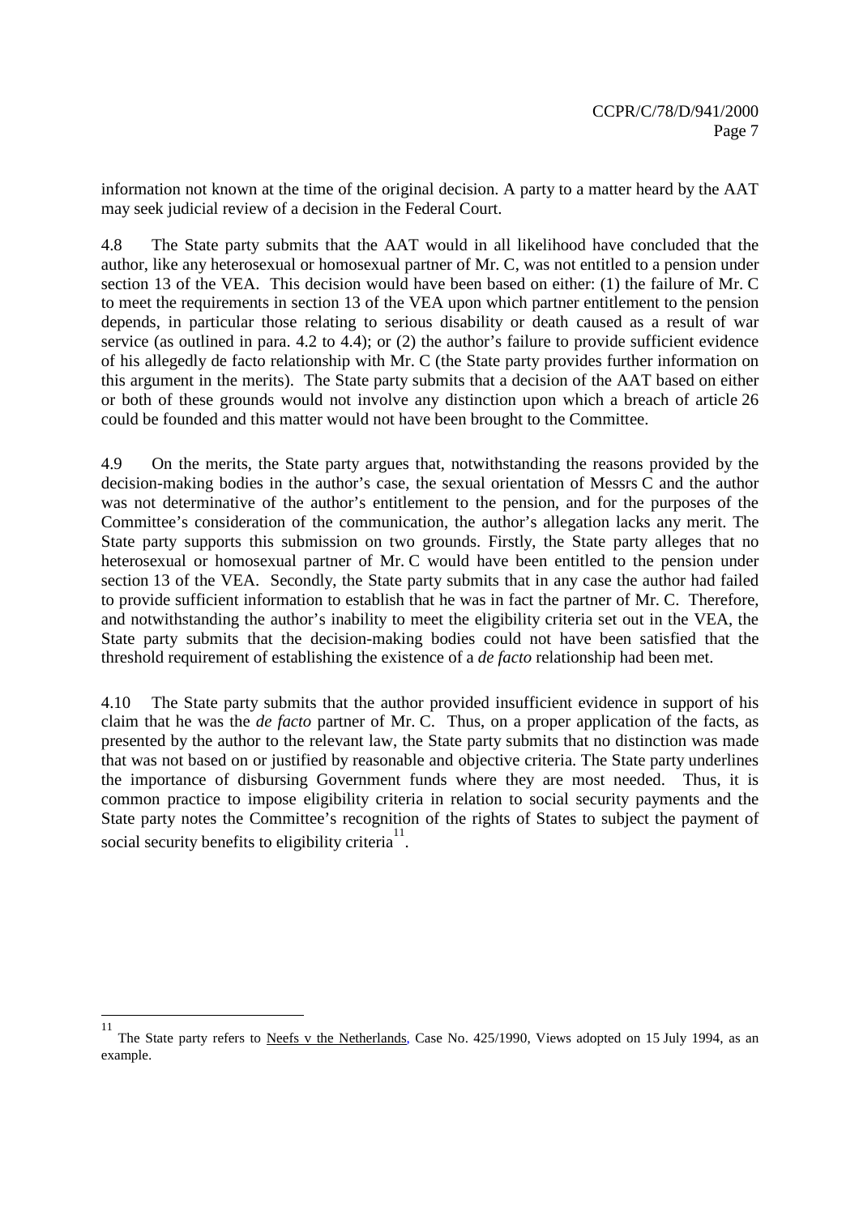information not known at the time of the original decision. A party to a matter heard by the AAT may seek judicial review of a decision in the Federal Court.

4.8 The State party submits that the AAT would in all likelihood have concluded that the author, like any heterosexual or homosexual partner of Mr. C, was not entitled to a pension under section 13 of the VEA. This decision would have been based on either: (1) the failure of Mr. C to meet the requirements in section 13 of the VEA upon which partner entitlement to the pension depends, in particular those relating to serious disability or death caused as a result of war service (as outlined in para. 4.2 to 4.4); or (2) the author's failure to provide sufficient evidence of his allegedly de facto relationship with Mr. C (the State party provides further information on this argument in the merits). The State party submits that a decision of the AAT based on either or both of these grounds would not involve any distinction upon which a breach of article 26 could be founded and this matter would not have been brought to the Committee.

4.9 On the merits, the State party argues that, notwithstanding the reasons provided by the decision-making bodies in the author's case, the sexual orientation of Messrs C and the author was not determinative of the author's entitlement to the pension, and for the purposes of the Committee's consideration of the communication, the author's allegation lacks any merit. The State party supports this submission on two grounds. Firstly, the State party alleges that no heterosexual or homosexual partner of Mr. C would have been entitled to the pension under section 13 of the VEA. Secondly, the State party submits that in any case the author had failed to provide sufficient information to establish that he was in fact the partner of Mr. C. Therefore, and notwithstanding the author's inability to meet the eligibility criteria set out in the VEA, the State party submits that the decision-making bodies could not have been satisfied that the threshold requirement of establishing the existence of a *de facto* relationship had been met.

4.10 The State party submits that the author provided insufficient evidence in support of his claim that he was the *de facto* partner of Mr. C. Thus, on a proper application of the facts, as presented by the author to the relevant law, the State party submits that no distinction was made that was not based on or justified by reasonable and objective criteria. The State party underlines the importance of disbursing Government funds where they are most needed. Thus, it is common practice to impose eligibility criteria in relation to social security payments and the State party notes the Committee's recognition of the rights of States to subject the payment of social security benefits to eligibility criteria[11].

---

[11] The State party refers to Neefs v the Netherlands, Case No. 425/1990, Views adopted on 15 July 1994, as an example.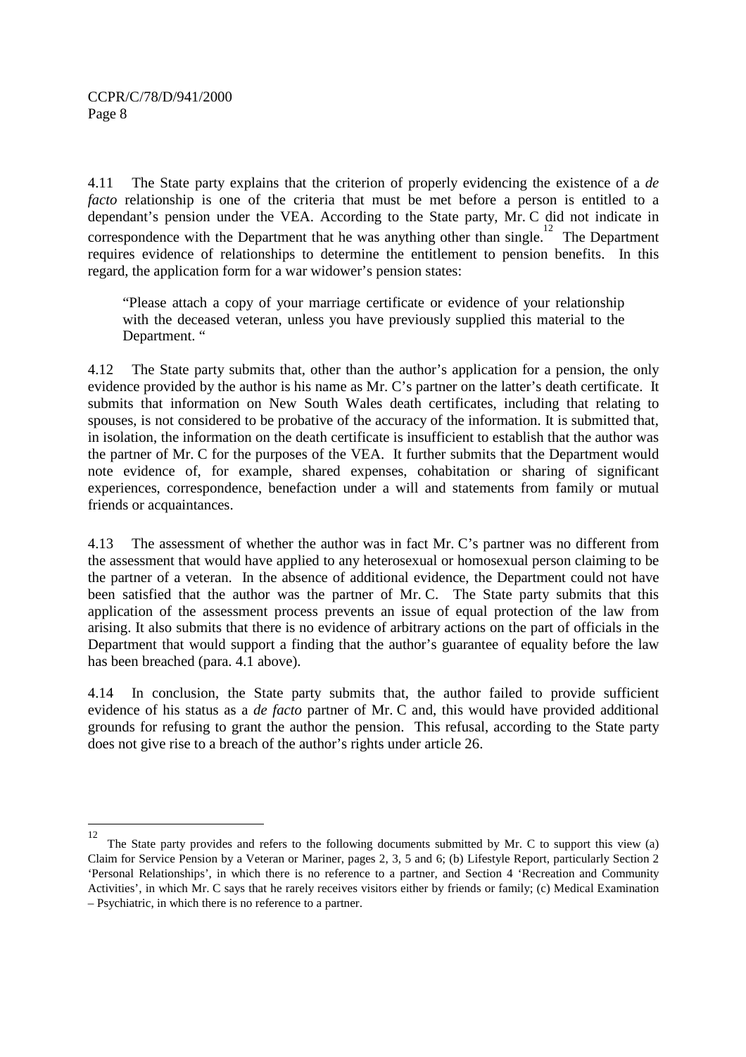4.11 The State party explains that the criterion of properly evidencing the existence of a *de facto* relationship is one of the criteria that must be met before a person is entitled to a dependant's pension under the VEA. According to the State party, Mr. C did not indicate in correspondence with the Department that he was anything other than single.[12] The Department requires evidence of relationships to determine the entitlement to pension benefits. In this regard, the application form for a war widower's pension states:

> "Please attach a copy of your marriage certificate or evidence of your relationship with the deceased veteran, unless you have previously supplied this material to the Department. "

4.12 The State party submits that, other than the author's application for a pension, the only evidence provided by the author is his name as Mr. C's partner on the latter's death certificate. It submits that information on New South Wales death certificates, including that relating to spouses, is not considered to be probative of the accuracy of the information. It is submitted that, in isolation, the information on the death certificate is insufficient to establish that the author was the partner of Mr. C for the purposes of the VEA. It further submits that the Department would note evidence of, for example, shared expenses, cohabitation or sharing of significant experiences, correspondence, benefaction under a will and statements from family or mutual friends or acquaintances.

4.13 The assessment of whether the author was in fact Mr. C's partner was no different from the assessment that would have applied to any heterosexual or homosexual person claiming to be the partner of a veteran. In the absence of additional evidence, the Department could not have been satisfied that the author was the partner of Mr. C. The State party submits that this application of the assessment process prevents an issue of equal protection of the law from arising. It also submits that there is no evidence of arbitrary actions on the part of officials in the Department that would support a finding that the author's guarantee of equality before the law has been breached (para. 4.1 above).

4.14 In conclusion, the State party submits that, the author failed to provide sufficient evidence of his status as a *de facto* partner of Mr. C and, this would have provided additional grounds for refusing to grant the author the pension. This refusal, according to the State party does not give rise to a breach of the author's rights under article 26.

---

[12] The State party provides and refers to the following documents submitted by Mr. C to support this view (a) Claim for Service Pension by a Veteran or Mariner, pages 2, 3, 5 and 6; (b) Lifestyle Report, particularly Section 2 'Personal Relationships', in which there is no reference to a partner, and Section 4 'Recreation and Community Activities', in which Mr. C says that he rarely receives visitors either by friends or family; (c) Medical Examination – Psychiatric, in which there is no reference to a partner.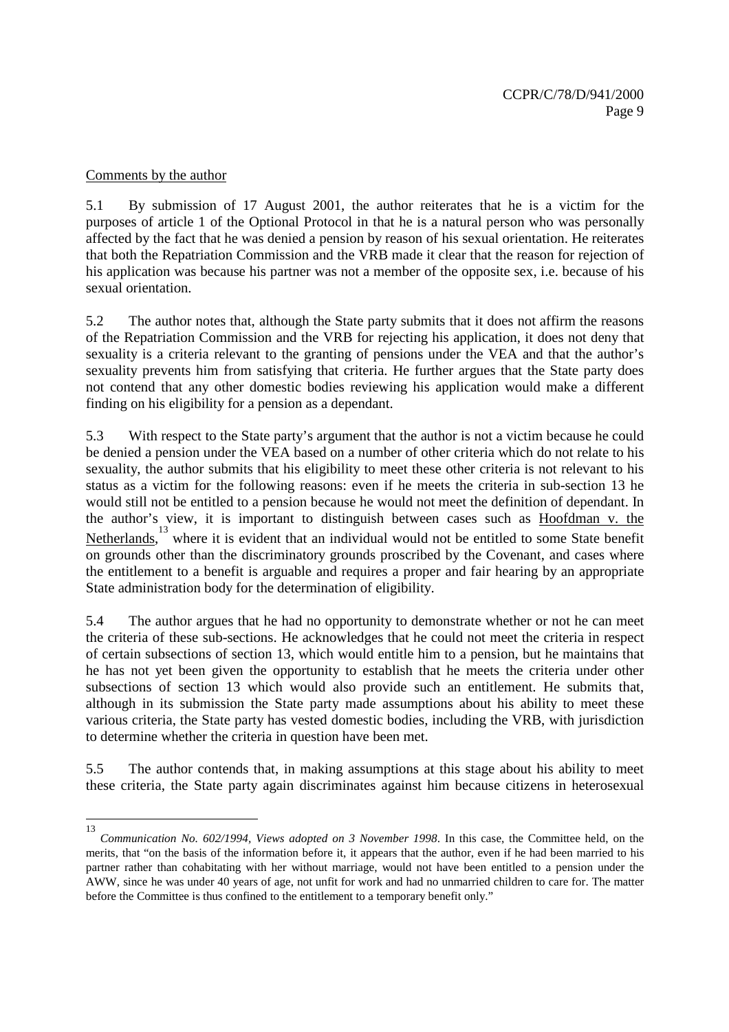Comments by the author

5.1 By submission of 17 August 2001, the author reiterates that he is a victim for the purposes of article 1 of the Optional Protocol in that he is a natural person who was personally affected by the fact that he was denied a pension by reason of his sexual orientation. He reiterates that both the Repatriation Commission and the VRB made it clear that the reason for rejection of his application was because his partner was not a member of the opposite sex, i.e. because of his sexual orientation.

5.2 The author notes that, although the State party submits that it does not affirm the reasons of the Repatriation Commission and the VRB for rejecting his application, it does not deny that sexuality is a criteria relevant to the granting of pensions under the VEA and that the author's sexuality prevents him from satisfying that criteria. He further argues that the State party does not contend that any other domestic bodies reviewing his application would make a different finding on his eligibility for a pension as a dependant.

5.3 With respect to the State party's argument that the author is not a victim because he could be denied a pension under the VEA based on a number of other criteria which do not relate to his sexuality, the author submits that his eligibility to meet these other criteria is not relevant to his status as a victim for the following reasons: even if he meets the criteria in sub-section 13 he would still not be entitled to a pension because he would not meet the definition of dependant. In the author's view, it is important to distinguish between cases such as Hoofdman v. the Netherlands,[13] where it is evident that an individual would not be entitled to some State benefit on grounds other than the discriminatory grounds proscribed by the Covenant, and cases where the entitlement to a benefit is arguable and requires a proper and fair hearing by an appropriate State administration body for the determination of eligibility.

5.4 The author argues that he had no opportunity to demonstrate whether or not he can meet the criteria of these sub-sections. He acknowledges that he could not meet the criteria in respect of certain subsections of section 13, which would entitle him to a pension, but he maintains that he has not yet been given the opportunity to establish that he meets the criteria under other subsections of section 13 which would also provide such an entitlement. He submits that, although in its submission the State party made assumptions about his ability to meet these various criteria, the State party has vested domestic bodies, including the VRB, with jurisdiction to determine whether the criteria in question have been met.

5.5 The author contends that, in making assumptions at this stage about his ability to meet these criteria, the State party again discriminates against him because citizens in heterosexual

---

[13] *Communication No. 602/1994, Views adopted on 3 November 1998*. In this case, the Committee held, on the merits, that "on the basis of the information before it, it appears that the author, even if he had been married to his partner rather than cohabitating with her without marriage, would not have been entitled to a pension under the AWW, since he was under 40 years of age, not unfit for work and had no unmarried children to care for. The matter before the Committee is thus confined to the entitlement to a temporary benefit only."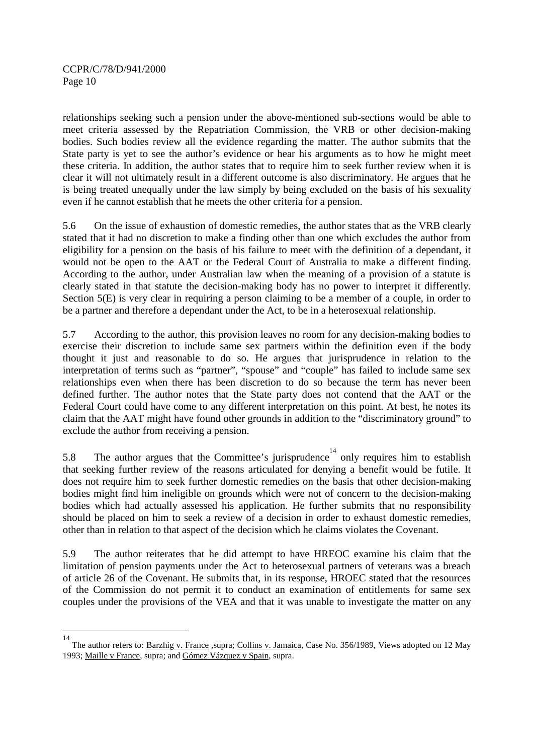relationships seeking such a pension under the above-mentioned sub-sections would be able to meet criteria assessed by the Repatriation Commission, the VRB or other decision-making bodies. Such bodies review all the evidence regarding the matter. The author submits that the State party is yet to see the author's evidence or hear his arguments as to how he might meet these criteria. In addition, the author states that to require him to seek further review when it is clear it will not ultimately result in a different outcome is also discriminatory. He argues that he is being treated unequally under the law simply by being excluded on the basis of his sexuality even if he cannot establish that he meets the other criteria for a pension.

5.6 On the issue of exhaustion of domestic remedies, the author states that as the VRB clearly stated that it had no discretion to make a finding other than one which excludes the author from eligibility for a pension on the basis of his failure to meet with the definition of a dependant, it would not be open to the AAT or the Federal Court of Australia to make a different finding. According to the author, under Australian law when the meaning of a provision of a statute is clearly stated in that statute the decision-making body has no power to interpret it differently. Section 5(E) is very clear in requiring a person claiming to be a member of a couple, in order to be a partner and therefore a dependant under the Act, to be in a heterosexual relationship.

5.7 According to the author, this provision leaves no room for any decision-making bodies to exercise their discretion to include same sex partners within the definition even if the body thought it just and reasonable to do so. He argues that jurisprudence in relation to the interpretation of terms such as "partner", "spouse" and "couple" has failed to include same sex relationships even when there has been discretion to do so because the term has never been defined further. The author notes that the State party does not contend that the AAT or the Federal Court could have come to any different interpretation on this point. At best, he notes its claim that the AAT might have found other grounds in addition to the "discriminatory ground" to exclude the author from receiving a pension.

5.8 The author argues that the Committee's jurisprudence[14] only requires him to establish that seeking further review of the reasons articulated for denying a benefit would be futile. It does not require him to seek further domestic remedies on the basis that other decision-making bodies might find him ineligible on grounds which were not of concern to the decision-making bodies which had actually assessed his application. He further submits that no responsibility should be placed on him to seek a review of a decision in order to exhaust domestic remedies, other than in relation to that aspect of the decision which he claims violates the Covenant.

5.9 The author reiterates that he did attempt to have HREOC examine his claim that the limitation of pension payments under the Act to heterosexual partners of veterans was a breach of article 26 of the Covenant. He submits that, in its response, HROEC stated that the resources of the Commission do not permit it to conduct an examination of entitlements for same sex couples under the provisions of the VEA and that it was unable to investigate the matter on any

---

[14] The author refers to: Barzhig v. France ,supra; Collins v. Jamaica, Case No. 356/1989, Views adopted on 12 May 1993; Maille v France, supra; and Gómez Vázquez v Spain, supra.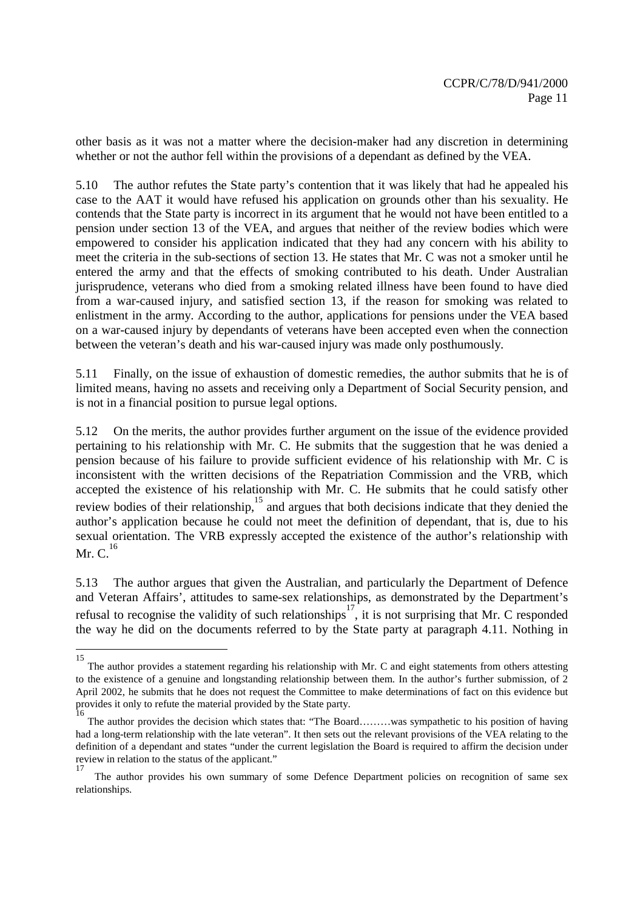other basis as it was not a matter where the decision-maker had any discretion in determining whether or not the author fell within the provisions of a dependant as defined by the VEA.

5.10 The author refutes the State party's contention that it was likely that had he appealed his case to the AAT it would have refused his application on grounds other than his sexuality. He contends that the State party is incorrect in its argument that he would not have been entitled to a pension under section 13 of the VEA, and argues that neither of the review bodies which were empowered to consider his application indicated that they had any concern with his ability to meet the criteria in the sub-sections of section 13. He states that Mr. C was not a smoker until he entered the army and that the effects of smoking contributed to his death. Under Australian jurisprudence, veterans who died from a smoking related illness have been found to have died from a war-caused injury, and satisfied section 13, if the reason for smoking was related to enlistment in the army. According to the author, applications for pensions under the VEA based on a war-caused injury by dependants of veterans have been accepted even when the connection between the veteran's death and his war-caused injury was made only posthumously.

5.11 Finally, on the issue of exhaustion of domestic remedies, the author submits that he is of limited means, having no assets and receiving only a Department of Social Security pension, and is not in a financial position to pursue legal options.

5.12 On the merits, the author provides further argument on the issue of the evidence provided pertaining to his relationship with Mr. C. He submits that the suggestion that he was denied a pension because of his failure to provide sufficient evidence of his relationship with Mr. C is inconsistent with the written decisions of the Repatriation Commission and the VRB, which accepted the existence of his relationship with Mr. C. He submits that he could satisfy other review bodies of their relationship,[15] and argues that both decisions indicate that they denied the author's application because he could not meet the definition of dependant, that is, due to his sexual orientation. The VRB expressly accepted the existence of the author's relationship with Mr. C.[16]

5.13 The author argues that given the Australian, and particularly the Department of Defence and Veteran Affairs', attitudes to same-sex relationships, as demonstrated by the Department's refusal to recognise the validity of such relationships[17], it is not surprising that Mr. C responded the way he did on the documents referred to by the State party at paragraph 4.11. Nothing in

---

[15] The author provides a statement regarding his relationship with Mr. C and eight statements from others attesting to the existence of a genuine and longstanding relationship between them. In the author's further submission, of 2 April 2002, he submits that he does not request the Committee to make determinations of fact on this evidence but provides it only to refute the material provided by the State party.

[16] The author provides the decision which states that: "The Board………was sympathetic to his position of having had a long-term relationship with the late veteran". It then sets out the relevant provisions of the VEA relating to the definition of a dependant and states "under the current legislation the Board is required to affirm the decision under review in relation to the status of the applicant."

[17] The author provides his own summary of some Defence Department policies on recognition of same sex relationships.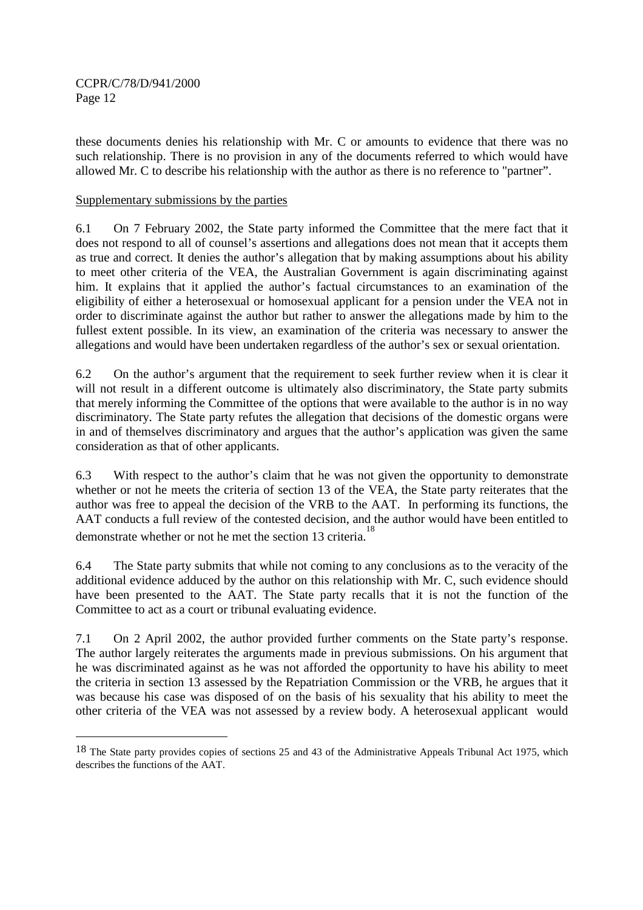these documents denies his relationship with Mr. C or amounts to evidence that there was no such relationship. There is no provision in any of the documents referred to which would have allowed Mr. C to describe his relationship with the author as there is no reference to "partner".

Supplementary submissions by the parties

6.1 On 7 February 2002, the State party informed the Committee that the mere fact that it does not respond to all of counsel's assertions and allegations does not mean that it accepts them as true and correct. It denies the author's allegation that by making assumptions about his ability to meet other criteria of the VEA, the Australian Government is again discriminating against him. It explains that it applied the author's factual circumstances to an examination of the eligibility of either a heterosexual or homosexual applicant for a pension under the VEA not in order to discriminate against the author but rather to answer the allegations made by him to the fullest extent possible. In its view, an examination of the criteria was necessary to answer the allegations and would have been undertaken regardless of the author's sex or sexual orientation.

6.2 On the author's argument that the requirement to seek further review when it is clear it will not result in a different outcome is ultimately also discriminatory, the State party submits that merely informing the Committee of the options that were available to the author is in no way discriminatory. The State party refutes the allegation that decisions of the domestic organs were in and of themselves discriminatory and argues that the author's application was given the same consideration as that of other applicants.

6.3 With respect to the author's claim that he was not given the opportunity to demonstrate whether or not he meets the criteria of section 13 of the VEA, the State party reiterates that the author was free to appeal the decision of the VRB to the AAT. In performing its functions, the AAT conducts a full review of the contested decision, and the author would have been entitled to demonstrate whether or not he met the section 13 criteria.[18]

6.4 The State party submits that while not coming to any conclusions as to the veracity of the additional evidence adduced by the author on this relationship with Mr. C, such evidence should have been presented to the AAT. The State party recalls that it is not the function of the Committee to act as a court or tribunal evaluating evidence.

7.1 On 2 April 2002, the author provided further comments on the State party's response. The author largely reiterates the arguments made in previous submissions. On his argument that he was discriminated against as he was not afforded the opportunity to have his ability to meet the criteria in section 13 assessed by the Repatriation Commission or the VRB, he argues that it was because his case was disposed of on the basis of his sexuality that his ability to meet the other criteria of the VEA was not assessed by a review body. A heterosexual applicant would

[18] The State party provides copies of sections 25 and 43 of the Administrative Appeals Tribunal Act 1975, which describes the functions of the AAT.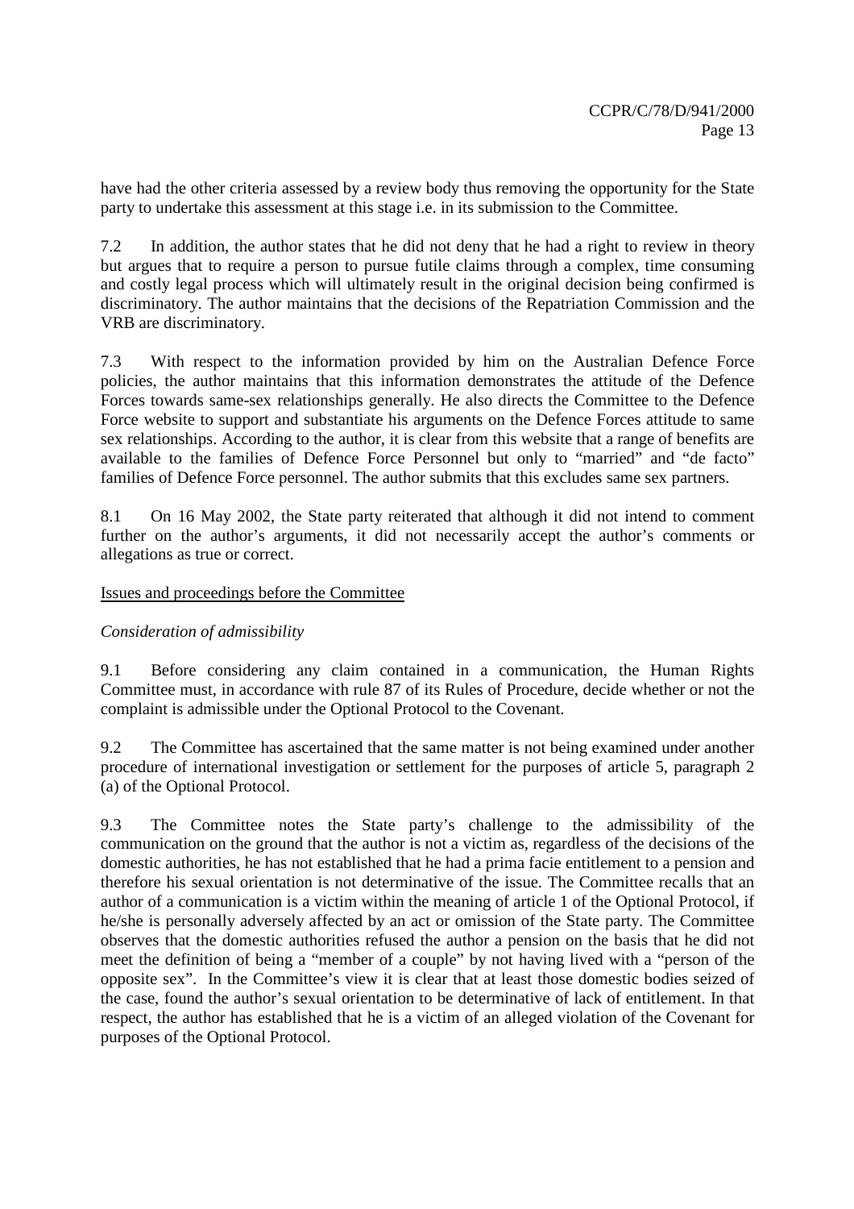have had the other criteria assessed by a review body thus removing the opportunity for the State party to undertake this assessment at this stage i.e. in its submission to the Committee.

7.2 In addition, the author states that he did not deny that he had a right to review in theory but argues that to require a person to pursue futile claims through a complex, time consuming and costly legal process which will ultimately result in the original decision being confirmed is discriminatory. The author maintains that the decisions of the Repatriation Commission and the VRB are discriminatory.

7.3 With respect to the information provided by him on the Australian Defence Force policies, the author maintains that this information demonstrates the attitude of the Defence Forces towards same-sex relationships generally. He also directs the Committee to the Defence Force website to support and substantiate his arguments on the Defence Forces attitude to same sex relationships. According to the author, it is clear from this website that a range of benefits are available to the families of Defence Force Personnel but only to "married" and "de facto" families of Defence Force personnel. The author submits that this excludes same sex partners.

8.1 On 16 May 2002, the State party reiterated that although it did not intend to comment further on the author's arguments, it did not necessarily accept the author's comments or allegations as true or correct.

## Issues and proceedings before the Committee

*Consideration of admissibility*

9.1 Before considering any claim contained in a communication, the Human Rights Committee must, in accordance with rule 87 of its Rules of Procedure, decide whether or not the complaint is admissible under the Optional Protocol to the Covenant.

9.2 The Committee has ascertained that the same matter is not being examined under another procedure of international investigation or settlement for the purposes of article 5, paragraph 2 (a) of the Optional Protocol.

9.3 The Committee notes the State party's challenge to the admissibility of the communication on the ground that the author is not a victim as, regardless of the decisions of the domestic authorities, he has not established that he had a prima facie entitlement to a pension and therefore his sexual orientation is not determinative of the issue. The Committee recalls that an author of a communication is a victim within the meaning of article 1 of the Optional Protocol, if he/she is personally adversely affected by an act or omission of the State party. The Committee observes that the domestic authorities refused the author a pension on the basis that he did not meet the definition of being a "member of a couple" by not having lived with a "person of the opposite sex". In the Committee's view it is clear that at least those domestic bodies seized of the case, found the author's sexual orientation to be determinative of lack of entitlement. In that respect, the author has established that he is a victim of an alleged violation of the Covenant for purposes of the Optional Protocol.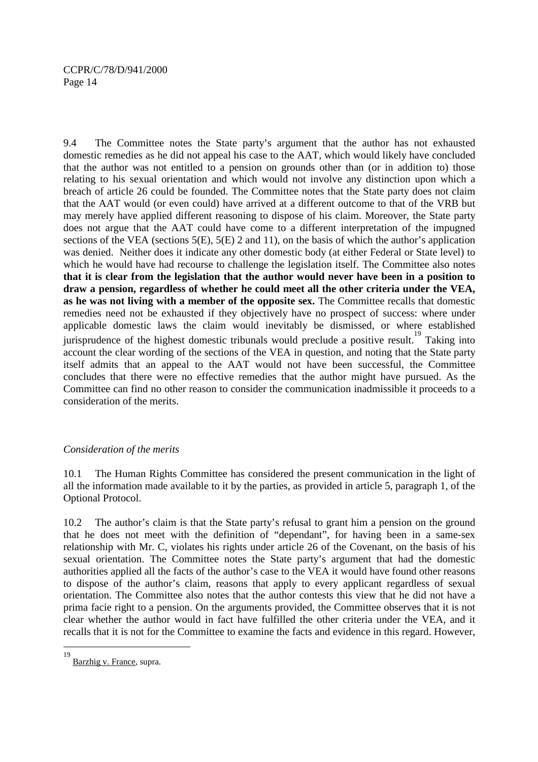9.4 The Committee notes the State party's argument that the author has not exhausted domestic remedies as he did not appeal his case to the AAT, which would likely have concluded that the author was not entitled to a pension on grounds other than (or in addition to) those relating to his sexual orientation and which would not involve any distinction upon which a breach of article 26 could be founded. The Committee notes that the State party does not claim that the AAT would (or even could) have arrived at a different outcome to that of the VRB but may merely have applied different reasoning to dispose of his claim. Moreover, the State party does not argue that the AAT could have come to a different interpretation of the impugned sections of the VEA (sections 5(E), 5(E) 2 and 11), on the basis of which the author's application was denied. Neither does it indicate any other domestic body (at either Federal or State level) to which he would have had recourse to challenge the legislation itself. The Committee also notes **that it is clear from the legislation that the author would never have been in a position to draw a pension, regardless of whether he could meet all the other criteria under the VEA, as he was not living with a member of the opposite sex.** The Committee recalls that domestic remedies need not be exhausted if they objectively have no prospect of success: where under applicable domestic laws the claim would inevitably be dismissed, or where established jurisprudence of the highest domestic tribunals would preclude a positive result.[19] Taking into account the clear wording of the sections of the VEA in question, and noting that the State party itself admits that an appeal to the AAT would not have been successful, the Committee concludes that there were no effective remedies that the author might have pursued. As the Committee can find no other reason to consider the communication inadmissible it proceeds to a consideration of the merits.

*Consideration of the merits*

10.1 The Human Rights Committee has considered the present communication in the light of all the information made available to it by the parties, as provided in article 5, paragraph 1, of the Optional Protocol.

10.2 The author's claim is that the State party's refusal to grant him a pension on the ground that he does not meet with the definition of "dependant", for having been in a same-sex relationship with Mr. C, violates his rights under article 26 of the Covenant, on the basis of his sexual orientation. The Committee notes the State party's argument that had the domestic authorities applied all the facts of the author's case to the VEA it would have found other reasons to dispose of the author's claim, reasons that apply to every applicant regardless of sexual orientation. The Committee also notes that the author contests this view that he did not have a prima facie right to a pension. On the arguments provided, the Committee observes that it is not clear whether the author would in fact have fulfilled the other criteria under the VEA, and it recalls that it is not for the Committee to examine the facts and evidence in this regard. However,

---

[19] Barzhig v. France, supra.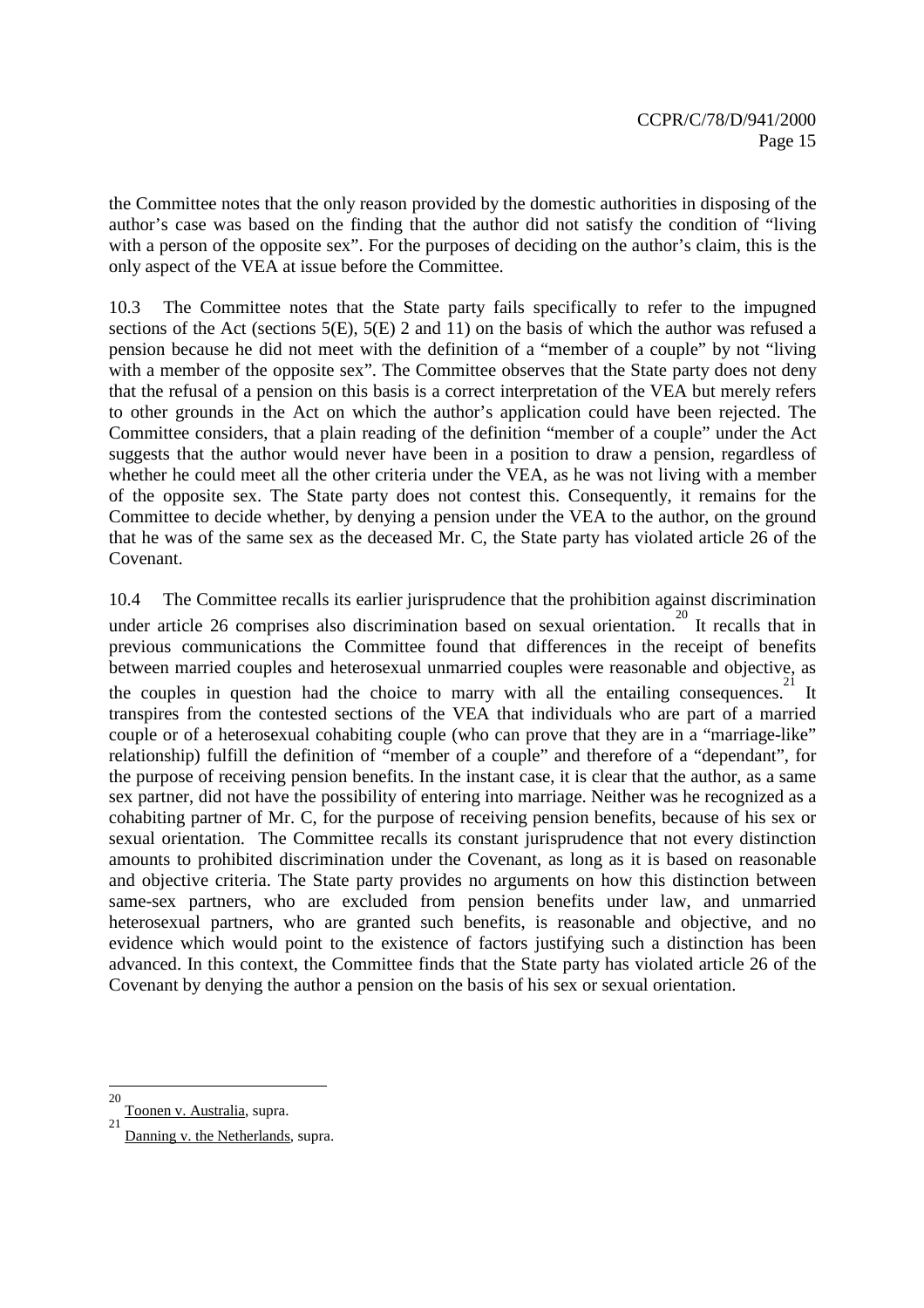the Committee notes that the only reason provided by the domestic authorities in disposing of the author's case was based on the finding that the author did not satisfy the condition of "living with a person of the opposite sex". For the purposes of deciding on the author's claim, this is the only aspect of the VEA at issue before the Committee.

10.3 The Committee notes that the State party fails specifically to refer to the impugned sections of the Act (sections 5(E), 5(E) 2 and 11) on the basis of which the author was refused a pension because he did not meet with the definition of a "member of a couple" by not "living with a member of the opposite sex". The Committee observes that the State party does not deny that the refusal of a pension on this basis is a correct interpretation of the VEA but merely refers to other grounds in the Act on which the author's application could have been rejected. The Committee considers, that a plain reading of the definition "member of a couple" under the Act suggests that the author would never have been in a position to draw a pension, regardless of whether he could meet all the other criteria under the VEA, as he was not living with a member of the opposite sex. The State party does not contest this. Consequently, it remains for the Committee to decide whether, by denying a pension under the VEA to the author, on the ground that he was of the same sex as the deceased Mr. C, the State party has violated article 26 of the Covenant.

10.4 The Committee recalls its earlier jurisprudence that the prohibition against discrimination under article 26 comprises also discrimination based on sexual orientation.[20] It recalls that in previous communications the Committee found that differences in the receipt of benefits between married couples and heterosexual unmarried couples were reasonable and objective, as the couples in question had the choice to marry with all the entailing consequences.[21] It transpires from the contested sections of the VEA that individuals who are part of a married couple or of a heterosexual cohabiting couple (who can prove that they are in a "marriage-like" relationship) fulfill the definition of "member of a couple" and therefore of a "dependant", for the purpose of receiving pension benefits. In the instant case, it is clear that the author, as a same sex partner, did not have the possibility of entering into marriage. Neither was he recognized as a cohabiting partner of Mr. C, for the purpose of receiving pension benefits, because of his sex or sexual orientation. The Committee recalls its constant jurisprudence that not every distinction amounts to prohibited discrimination under the Covenant, as long as it is based on reasonable and objective criteria. The State party provides no arguments on how this distinction between same-sex partners, who are excluded from pension benefits under law, and unmarried heterosexual partners, who are granted such benefits, is reasonable and objective, and no evidence which would point to the existence of factors justifying such a distinction has been advanced. In this context, the Committee finds that the State party has violated article 26 of the Covenant by denying the author a pension on the basis of his sex or sexual orientation.

---

[20] Toonen v. Australia, supra.

[21] Danning v. the Netherlands, supra.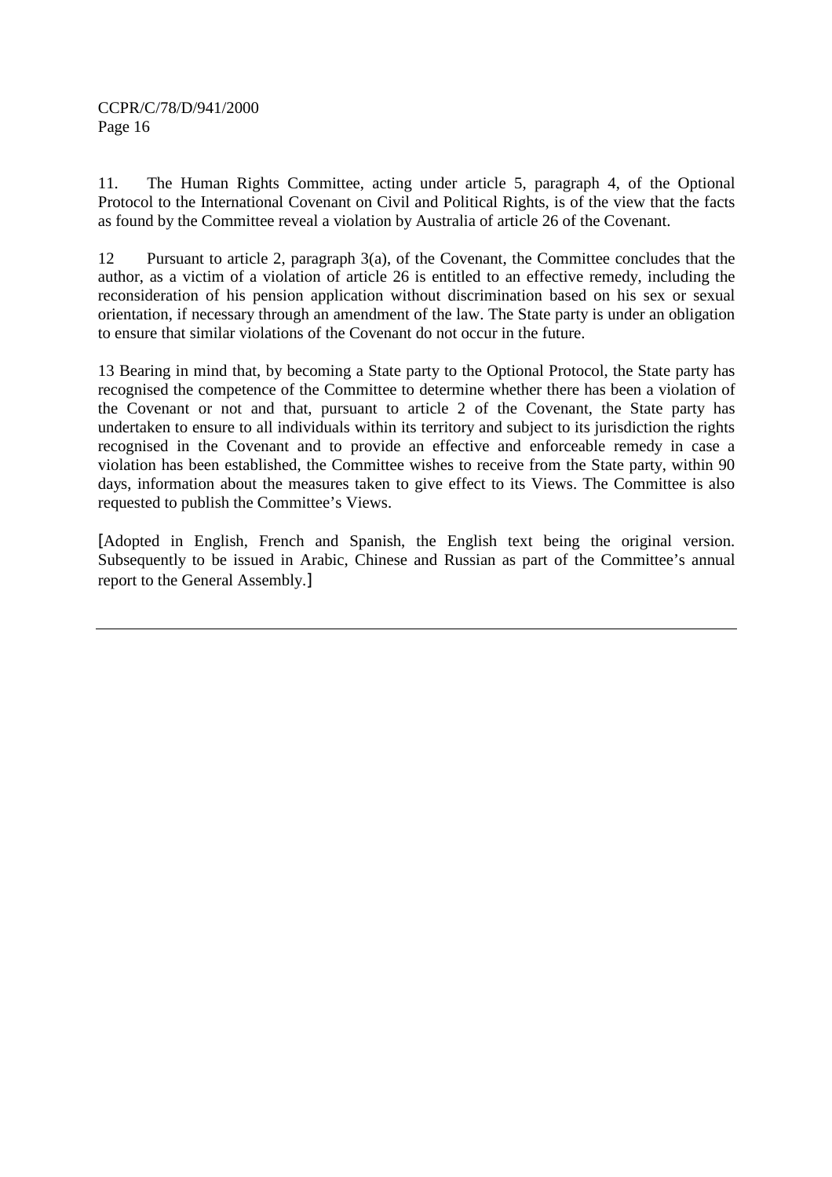11. The Human Rights Committee, acting under article 5, paragraph 4, of the Optional Protocol to the International Covenant on Civil and Political Rights, is of the view that the facts as found by the Committee reveal a violation by Australia of article 26 of the Covenant.

12 Pursuant to article 2, paragraph 3(a), of the Covenant, the Committee concludes that the author, as a victim of a violation of article 26 is entitled to an effective remedy, including the reconsideration of his pension application without discrimination based on his sex or sexual orientation, if necessary through an amendment of the law. The State party is under an obligation to ensure that similar violations of the Covenant do not occur in the future.

13 Bearing in mind that, by becoming a State party to the Optional Protocol, the State party has recognised the competence of the Committee to determine whether there has been a violation of the Covenant or not and that, pursuant to article 2 of the Covenant, the State party has undertaken to ensure to all individuals within its territory and subject to its jurisdiction the rights recognised in the Covenant and to provide an effective and enforceable remedy in case a violation has been established, the Committee wishes to receive from the State party, within 90 days, information about the measures taken to give effect to its Views. The Committee is also requested to publish the Committee's Views.

[Adopted in English, French and Spanish, the English text being the original version. Subsequently to be issued in Arabic, Chinese and Russian as part of the Committee's annual report to the General Assembly.]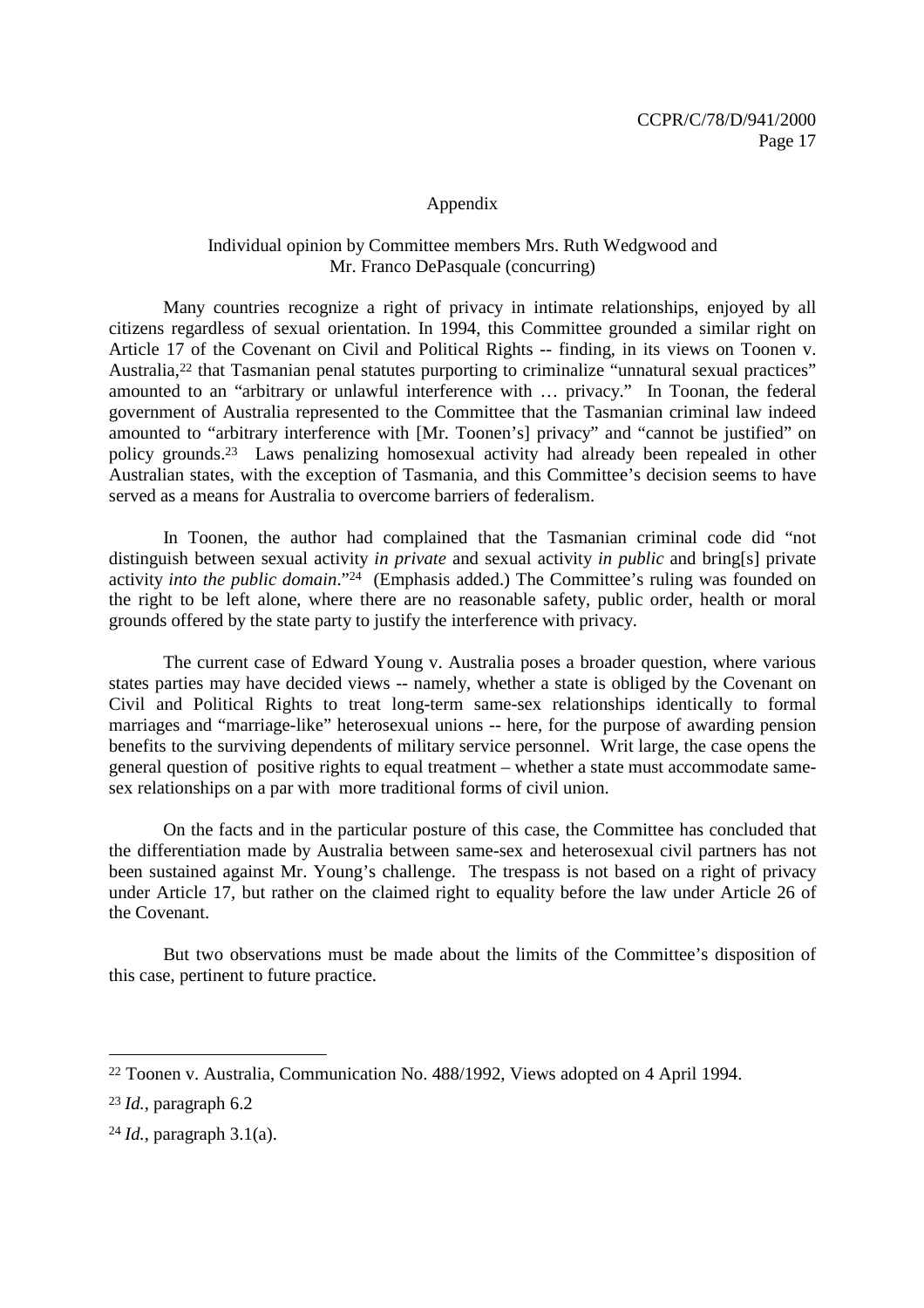## Appendix

### Individual opinion by Committee members Mrs. Ruth Wedgwood and Mr. Franco DePasquale (concurring)

Many countries recognize a right of privacy in intimate relationships, enjoyed by all citizens regardless of sexual orientation. In 1994, this Committee grounded a similar right on Article 17 of the Covenant on Civil and Political Rights -- finding, in its views on Toonen v. Australia,[22] that Tasmanian penal statutes purporting to criminalize "unnatural sexual practices" amounted to an "arbitrary or unlawful interference with … privacy." In Toonan, the federal government of Australia represented to the Committee that the Tasmanian criminal law indeed amounted to "arbitrary interference with [Mr. Toonen's] privacy" and "cannot be justified" on policy grounds.[23] Laws penalizing homosexual activity had already been repealed in other Australian states, with the exception of Tasmania, and this Committee's decision seems to have served as a means for Australia to overcome barriers of federalism.

In Toonen, the author had complained that the Tasmanian criminal code did "not distinguish between sexual activity *in private* and sexual activity *in public* and bring[s] private activity *into the public domain*."[24] (Emphasis added.) The Committee's ruling was founded on the right to be left alone, where there are no reasonable safety, public order, health or moral grounds offered by the state party to justify the interference with privacy.

The current case of Edward Young v. Australia poses a broader question, where various states parties may have decided views -- namely, whether a state is obliged by the Covenant on Civil and Political Rights to treat long-term same-sex relationships identically to formal marriages and "marriage-like" heterosexual unions -- here, for the purpose of awarding pension benefits to the surviving dependents of military service personnel. Writ large, the case opens the general question of positive rights to equal treatment – whether a state must accommodate same-sex relationships on a par with more traditional forms of civil union.

On the facts and in the particular posture of this case, the Committee has concluded that the differentiation made by Australia between same-sex and heterosexual civil partners has not been sustained against Mr. Young's challenge. The trespass is not based on a right of privacy under Article 17, but rather on the claimed right to equality before the law under Article 26 of the Covenant.

But two observations must be made about the limits of the Committee's disposition of this case, pertinent to future practice.

---

[22] Toonen v. Australia, Communication No. 488/1992, Views adopted on 4 April 1994.

[23] *Id.*, paragraph 6.2

[24] *Id.*, paragraph 3.1(a).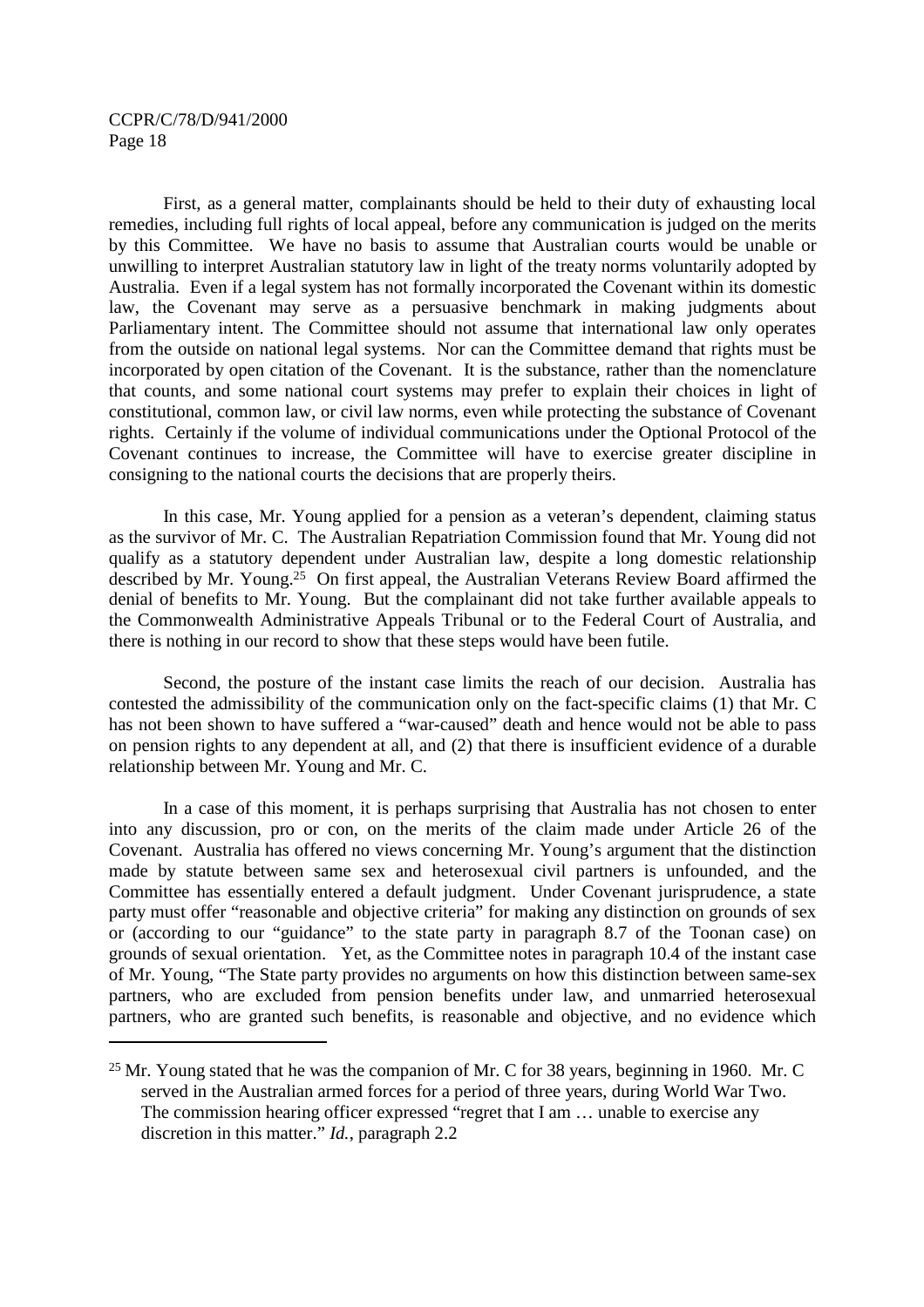First, as a general matter, complainants should be held to their duty of exhausting local remedies, including full rights of local appeal, before any communication is judged on the merits by this Committee. We have no basis to assume that Australian courts would be unable or unwilling to interpret Australian statutory law in light of the treaty norms voluntarily adopted by Australia. Even if a legal system has not formally incorporated the Covenant within its domestic law, the Covenant may serve as a persuasive benchmark in making judgments about Parliamentary intent. The Committee should not assume that international law only operates from the outside on national legal systems. Nor can the Committee demand that rights must be incorporated by open citation of the Covenant. It is the substance, rather than the nomenclature that counts, and some national court systems may prefer to explain their choices in light of constitutional, common law, or civil law norms, even while protecting the substance of Covenant rights. Certainly if the volume of individual communications under the Optional Protocol of the Covenant continues to increase, the Committee will have to exercise greater discipline in consigning to the national courts the decisions that are properly theirs.

In this case, Mr. Young applied for a pension as a veteran's dependent, claiming status as the survivor of Mr. C. The Australian Repatriation Commission found that Mr. Young did not qualify as a statutory dependent under Australian law, despite a long domestic relationship described by Mr. Young.[25] On first appeal, the Australian Veterans Review Board affirmed the denial of benefits to Mr. Young. But the complainant did not take further available appeals to the Commonwealth Administrative Appeals Tribunal or to the Federal Court of Australia, and there is nothing in our record to show that these steps would have been futile.

Second, the posture of the instant case limits the reach of our decision. Australia has contested the admissibility of the communication only on the fact-specific claims (1) that Mr. C has not been shown to have suffered a "war-caused" death and hence would not be able to pass on pension rights to any dependent at all, and (2) that there is insufficient evidence of a durable relationship between Mr. Young and Mr. C.

In a case of this moment, it is perhaps surprising that Australia has not chosen to enter into any discussion, pro or con, on the merits of the claim made under Article 26 of the Covenant. Australia has offered no views concerning Mr. Young's argument that the distinction made by statute between same sex and heterosexual civil partners is unfounded, and the Committee has essentially entered a default judgment. Under Covenant jurisprudence, a state party must offer "reasonable and objective criteria" for making any distinction on grounds of sex or (according to our "guidance" to the state party in paragraph 8.7 of the Toonan case) on grounds of sexual orientation. Yet, as the Committee notes in paragraph 10.4 of the instant case of Mr. Young, "The State party provides no arguments on how this distinction between same-sex partners, who are excluded from pension benefits under law, and unmarried heterosexual partners, who are granted such benefits, is reasonable and objective, and no evidence which

---

[25] Mr. Young stated that he was the companion of Mr. C for 38 years, beginning in 1960. Mr. C served in the Australian armed forces for a period of three years, during World War Two. The commission hearing officer expressed "regret that I am … unable to exercise any discretion in this matter." *Id.*, paragraph 2.2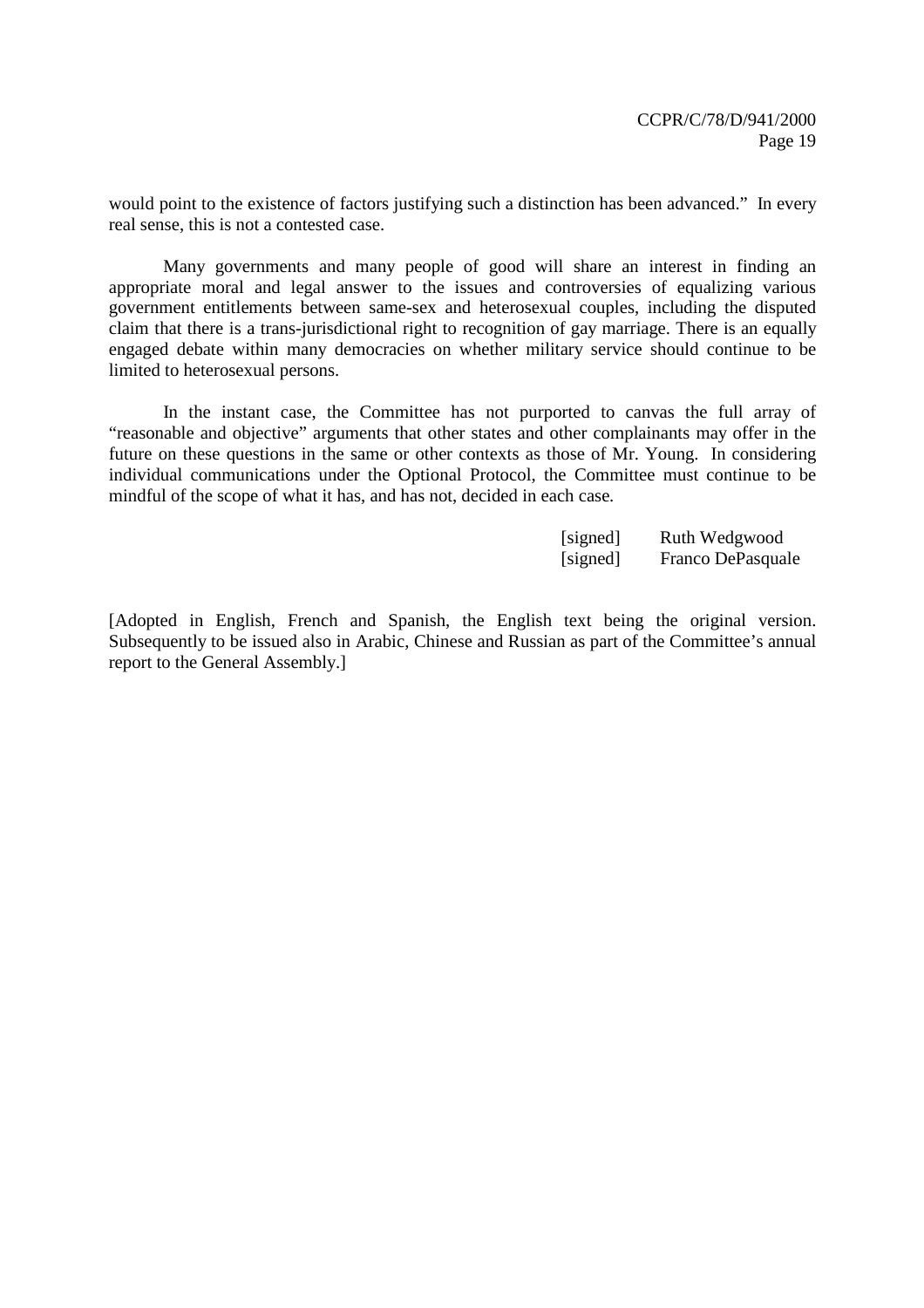would point to the existence of factors justifying such a distinction has been advanced." In every real sense, this is not a contested case.

Many governments and many people of good will share an interest in finding an appropriate moral and legal answer to the issues and controversies of equalizing various government entitlements between same-sex and heterosexual couples, including the disputed claim that there is a trans-jurisdictional right to recognition of gay marriage. There is an equally engaged debate within many democracies on whether military service should continue to be limited to heterosexual persons.

In the instant case, the Committee has not purported to canvas the full array of "reasonable and objective" arguments that other states and other complainants may offer in the future on these questions in the same or other contexts as those of Mr. Young. In considering individual communications under the Optional Protocol, the Committee must continue to be mindful of the scope of what it has, and has not, decided in each case.

[signed] Ruth Wedgwood
[signed] Franco DePasquale

[Adopted in English, French and Spanish, the English text being the original version. Subsequently to be issued also in Arabic, Chinese and Russian as part of the Committee's annual report to the General Assembly.]